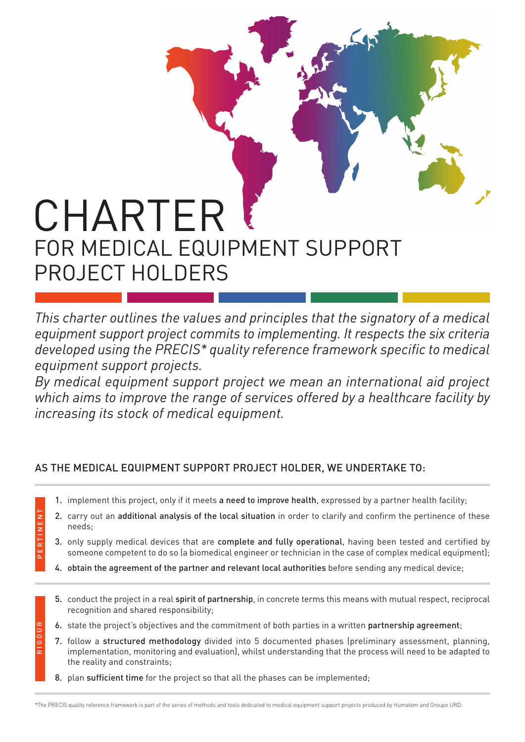# CHARTER

## FOR MEDICAL EQUIPMENT SUPPORT PROJECT HOLDERS

*This charter outlines the values and principles that the signatory of a medical equipment support project commits to implementing. It respects the six criteria developed using the PRECIS* quality reference framework specific to medical equipment support projects.*

*By medical equipment support project we mean an international aid project which aims to improve the range of services offered by a healthcare facility by increasing its stock of medical equipment.*

### AS THE MEDICAL EQUIPMENT SUPPORT PROJECT HOLDER, WE UNDERTAKE TO:

PERTINENT

1. implement this project, only if it meets **a need to improve health**, expressed by a partner health facility;
2. carry out an **additional analysis of the local situation** in order to clarify and confirm the pertinence of these needs;
3. only supply medical devices that are **complete and fully operational**, having been tested and certified by someone competent to do so (a biomedical engineer or technician in the case of complex medical equipment);
4. **obtain the agreement of the partner and relevant local authorities** before sending any medical device;

RIGOUR

5. conduct the project in a real **spirit of partnership**, in concrete terms this means with mutual respect, reciprocal recognition and shared responsibility;
6. state the project's objectives and the commitment of both parties in a written **partnership agreement**;
7. follow a **structured methodology** divided into 5 documented phases (preliminary assessment, planning, implementation, monitoring and evaluation), whilst understanding that the process will need to be adapted to the reality and constraints;
8. plan **sufficient time** for the project so that all the phases can be implemented;

*The PRECIS quality reference framework is part of the series of methods and tools dedicated to medical equipment support projects produced by Humatem and Groupe URD.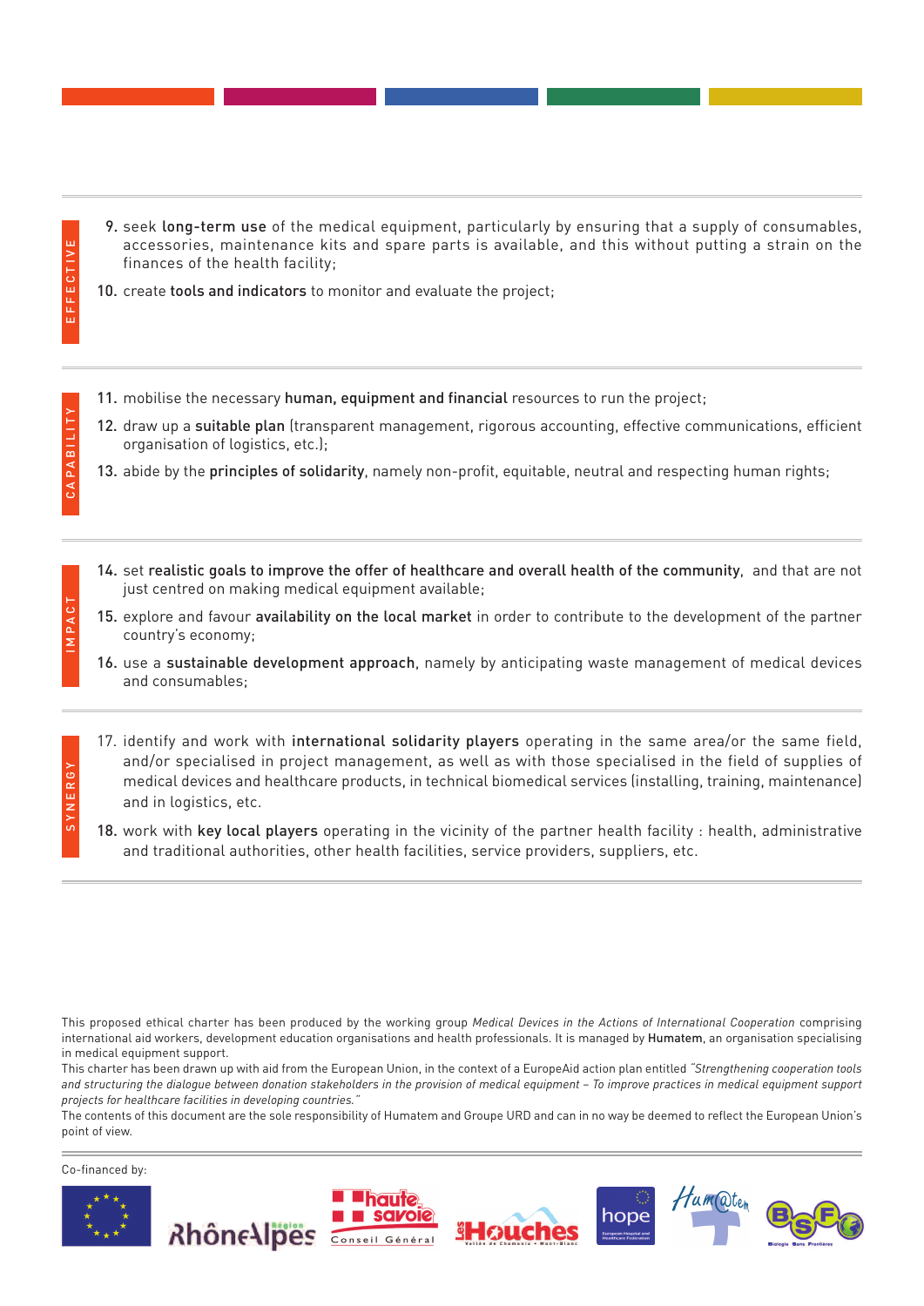EFFECTIVE

9. seek **long-term use** of the medical equipment, particularly by ensuring that a supply of consumables, accessories, maintenance kits and spare parts is available, and this without putting a strain on the finances of the health facility;
10. create **tools and indicators** to monitor and evaluate the project;

CAPABILITY

11. mobilise the necessary **human, equipment and financial** resources to run the project;
12. draw up a **suitable plan** (transparent management, rigorous accounting, effective communications, efficient organisation of logistics, etc.);
13. abide by the **principles of solidarity**, namely non-profit, equitable, neutral and respecting human rights;

IMPACT

14. set **realistic goals to improve the offer of healthcare and overall health of the community**, and that are not just centred on making medical equipment available;
15. explore and favour **availability on the local market** in order to contribute to the development of the partner country's economy;
16. use a **sustainable development approach**, namely by anticipating waste management of medical devices and consumables;

SYNERGY

17. identify and work with **international solidarity players** operating in the same area/or the same field, and/or specialised in project management, as well as with those specialised in the field of supplies of medical devices and healthcare products, in technical biomedical services (installing, training, maintenance) and in logistics, etc.
18. work with **key local players** operating in the vicinity of the partner health facility : health, administrative and traditional authorities, other health facilities, service providers, suppliers, etc.

This proposed ethical charter has been produced by the working group *Medical Devices in the Actions of International Cooperation* comprising international aid workers, development education organisations and health professionals. It is managed by **Humatem**, an organisation specialising in medical equipment support.
This charter has been drawn up with aid from the European Union, in the context of a EuropeAid action plan entitled *"Strengthening cooperation tools and structuring the dialogue between donation stakeholders in the provision of medical equipment – To improve practices in medical equipment support projects for healthcare facilities in developing countries."*
The contents of this document are the sole responsibility of Humatem and Groupe URD and can in no way be deemed to reflect the European Union's point of view.

Co-financed by: